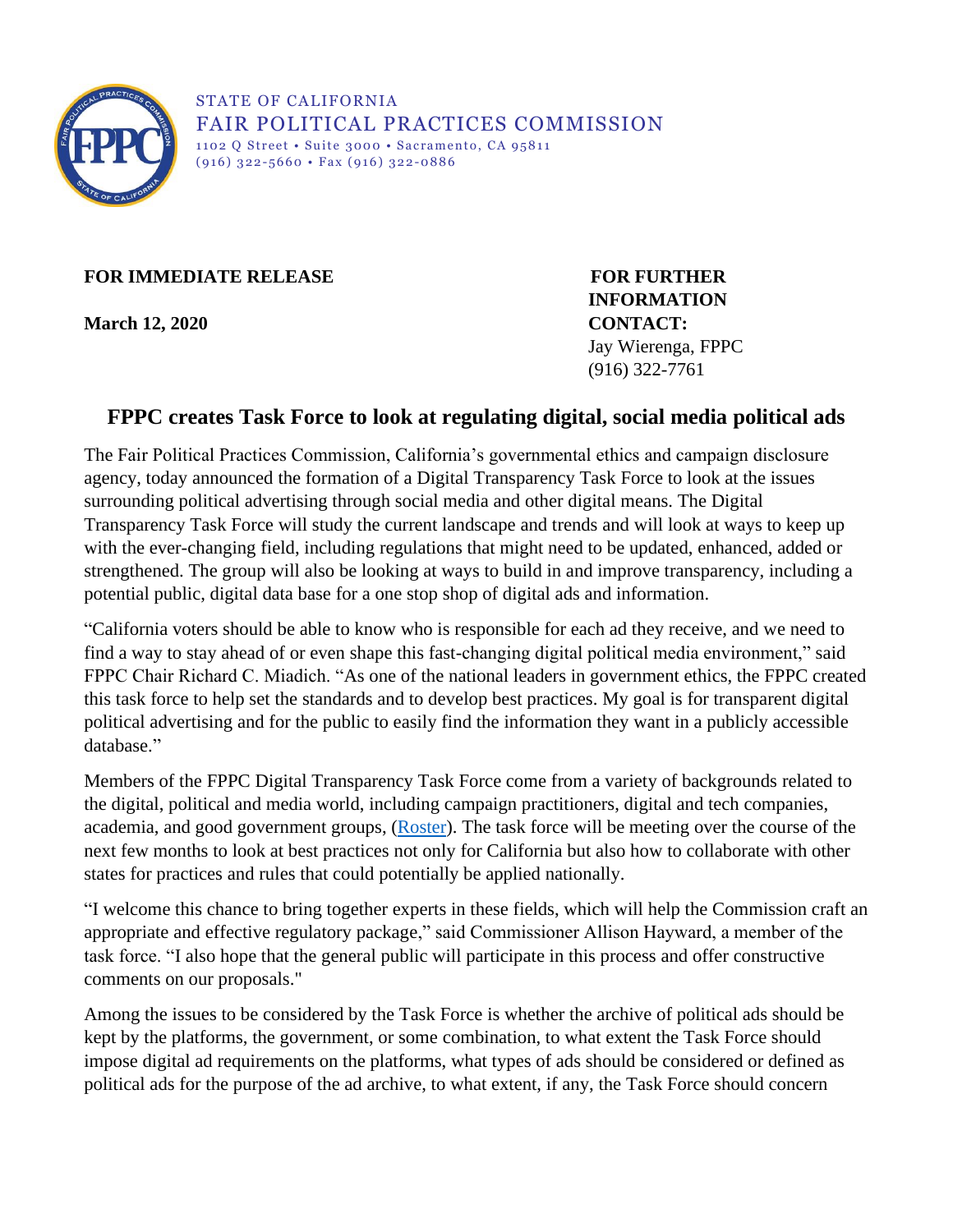STATE OF CALIFORNIA
FAIR POLITICAL PRACTICES COMMISSION
1102 Q Street • Suite 3000 • Sacramento, CA 95811
(916) 322-5660 • Fax (916) 322-0886

**FOR IMMEDIATE RELEASE**

**March 12, 2020**

**FOR FURTHER INFORMATION CONTACT:**
Jay Wierenga, FPPC
(916) 322-7761

## FPPC creates Task Force to look at regulating digital, social media political ads

The Fair Political Practices Commission, California's governmental ethics and campaign disclosure agency, today announced the formation of a Digital Transparency Task Force to look at the issues surrounding political advertising through social media and other digital means. The Digital Transparency Task Force will study the current landscape and trends and will look at ways to keep up with the ever-changing field, including regulations that might need to be updated, enhanced, added or strengthened. The group will also be looking at ways to build in and improve transparency, including a potential public, digital data base for a one stop shop of digital ads and information.

"California voters should be able to know who is responsible for each ad they receive, and we need to find a way to stay ahead of or even shape this fast-changing digital political media environment," said FPPC Chair Richard C. Miadich. "As one of the national leaders in government ethics, the FPPC created this task force to help set the standards and to develop best practices. My goal is for transparent digital political advertising and for the public to easily find the information they want in a publicly accessible database."

Members of the FPPC Digital Transparency Task Force come from a variety of backgrounds related to the digital, political and media world, including campaign practitioners, digital and tech companies, academia, and good government groups, (Roster). The task force will be meeting over the course of the next few months to look at best practices not only for California but also how to collaborate with other states for practices and rules that could potentially be applied nationally.

"I welcome this chance to bring together experts in these fields, which will help the Commission craft an appropriate and effective regulatory package," said Commissioner Allison Hayward, a member of the task force. "I also hope that the general public will participate in this process and offer constructive comments on our proposals."

Among the issues to be considered by the Task Force is whether the archive of political ads should be kept by the platforms, the government, or some combination, to what extent the Task Force should impose digital ad requirements on the platforms, what types of ads should be considered or defined as political ads for the purpose of the ad archive, to what extent, if any, the Task Force should concern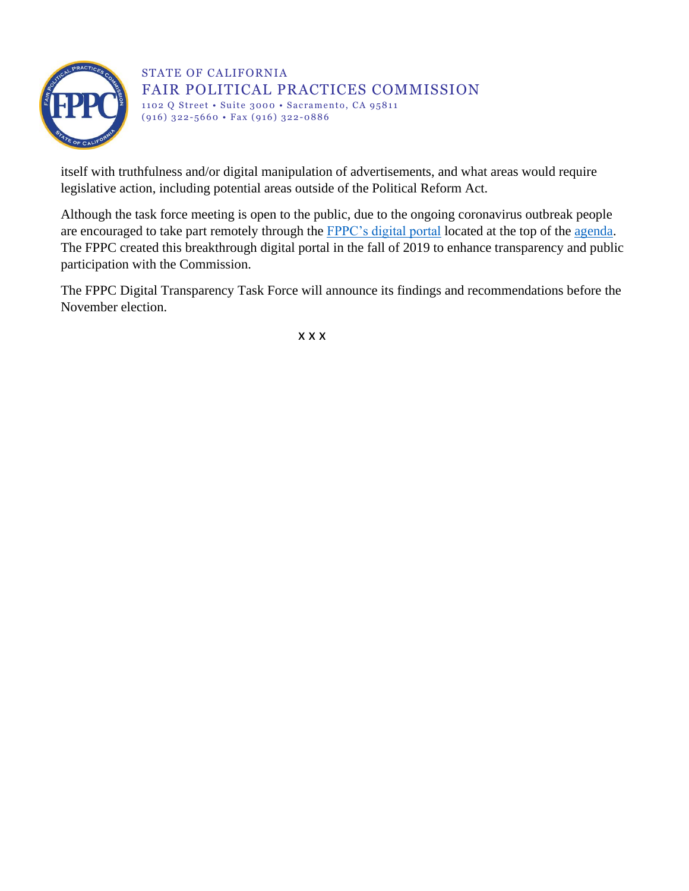itself with truthfulness and/or digital manipulation of advertisements, and what areas would require legislative action, including potential areas outside of the Political Reform Act.

Although the task force meeting is open to the public, due to the ongoing coronavirus outbreak people are encouraged to take part remotely through the FPPC's digital portal located at the top of the agenda. The FPPC created this breakthrough digital portal in the fall of 2019 to enhance transparency and public participation with the Commission.

The FPPC Digital Transparency Task Force will announce its findings and recommendations before the November election.

x x x